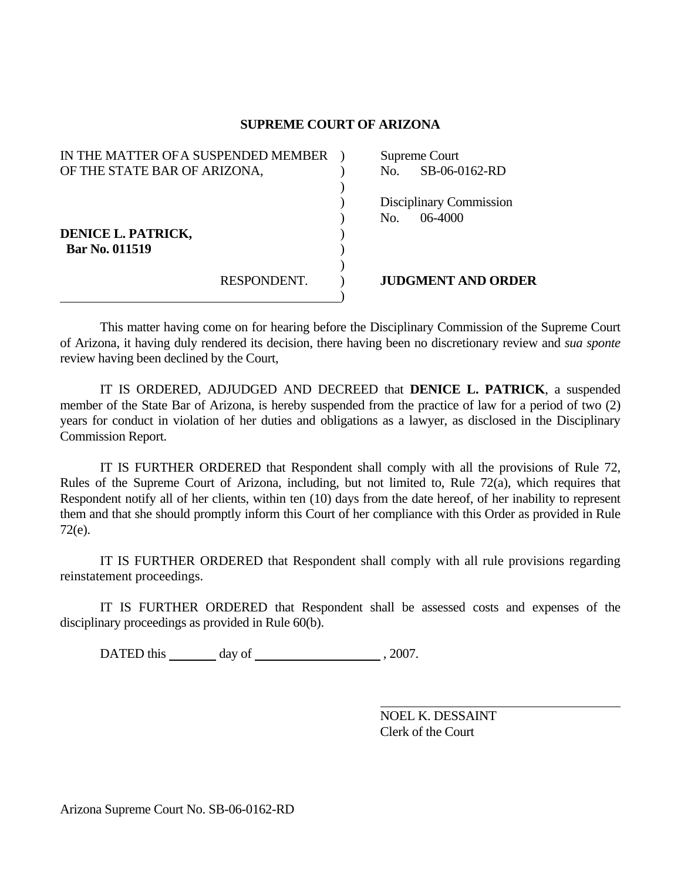# SUPREME COURT OF ARIZONA

IN THE MATTER OF A SUSPENDED MEMBER OF THE STATE BAR OF ARIZONA,

**DENICE L. PATRICK,**
**Bar No. 011519**

RESPONDENT.

Supreme Court
No. SB-06-0162-RD

Disciplinary Commission
No. 06-4000

**JUDGMENT AND ORDER**

This matter having come on for hearing before the Disciplinary Commission of the Supreme Court of Arizona, it having duly rendered its decision, there having been no discretionary review and *sua sponte* review having been declined by the Court,

IT IS ORDERED, ADJUDGED AND DECREED that **DENICE L. PATRICK**, a suspended member of the State Bar of Arizona, is hereby suspended from the practice of law for a period of two (2) years for conduct in violation of her duties and obligations as a lawyer, as disclosed in the Disciplinary Commission Report.

IT IS FURTHER ORDERED that Respondent shall comply with all the provisions of Rule 72, Rules of the Supreme Court of Arizona, including, but not limited to, Rule 72(a), which requires that Respondent notify all of her clients, within ten (10) days from the date hereof, of her inability to represent them and that she should promptly inform this Court of her compliance with this Order as provided in Rule 72(e).

IT IS FURTHER ORDERED that Respondent shall comply with all rule provisions regarding reinstatement proceedings.

IT IS FURTHER ORDERED that Respondent shall be assessed costs and expenses of the disciplinary proceedings as provided in Rule 60(b).

DATED this ________ day of ____________________ , 2007.

NOEL K. DESSAINT
Clerk of the Court

Arizona Supreme Court No. SB-06-0162-RD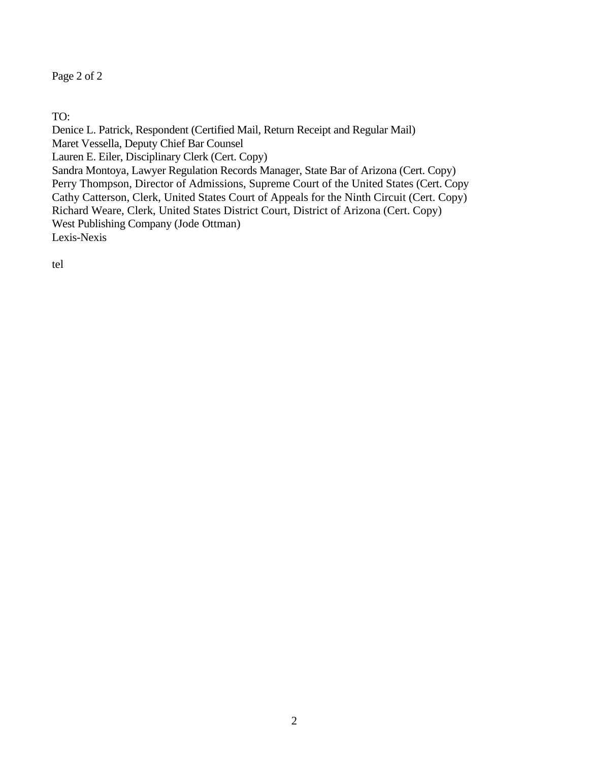TO:
Denice L. Patrick, Respondent (Certified Mail, Return Receipt and Regular Mail)
Maret Vessella, Deputy Chief Bar Counsel
Lauren E. Eiler, Disciplinary Clerk (Cert. Copy)
Sandra Montoya, Lawyer Regulation Records Manager, State Bar of Arizona (Cert. Copy)
Perry Thompson, Director of Admissions, Supreme Court of the United States (Cert. Copy
Cathy Catterson, Clerk, United States Court of Appeals for the Ninth Circuit (Cert. Copy)
Richard Weare, Clerk, United States District Court, District of Arizona (Cert. Copy)
West Publishing Company (Jode Ottman)
Lexis-Nexis

tel